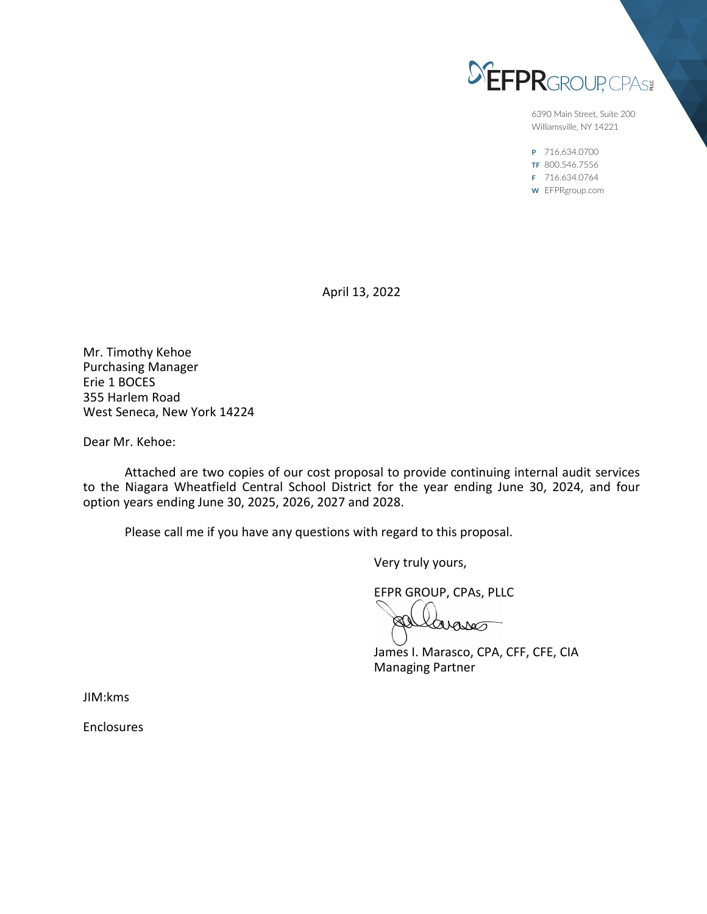EFPR GROUP, CPAs PLLC

6390 Main Street, Suite 200
Williamsville, NY 14221

P 716.634.0700
TF 800.546.7556
F 716.634.0764
W EFPRgroup.com

April 13, 2022

Mr. Timothy Kehoe
Purchasing Manager
Erie 1 BOCES
355 Harlem Road
West Seneca, New York 14224

Dear Mr. Kehoe:

Attached are two copies of our cost proposal to provide continuing internal audit services to the Niagara Wheatfield Central School District for the year ending June 30, 2024, and four option years ending June 30, 2025, 2026, 2027 and 2028.

Please call me if you have any questions with regard to this proposal.

Very truly yours,

EFPR GROUP, CPAs, PLLC

James I. Marasco, CPA, CFF, CFE, CIA
Managing Partner

JIM:kms

Enclosures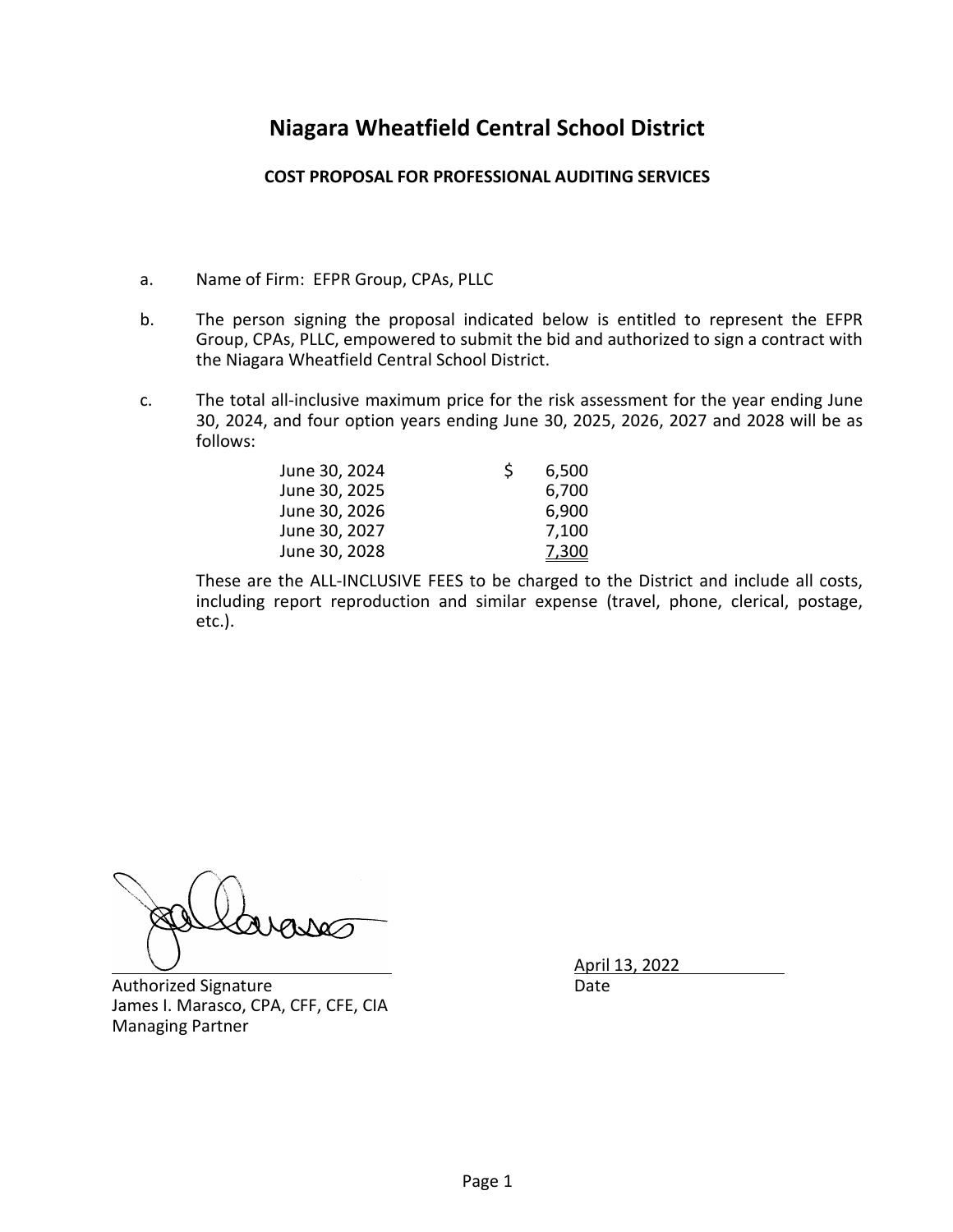# Niagara Wheatfield Central School District

**COST PROPOSAL FOR PROFESSIONAL AUDITING SERVICES**

a. Name of Firm: EFPR Group, CPAs, PLLC

b. The person signing the proposal indicated below is entitled to represent the EFPR Group, CPAs, PLLC, empowered to submit the bid and authorized to sign a contract with the Niagara Wheatfield Central School District.

c. The total all-inclusive maximum price for the risk assessment for the year ending June 30, 2024, and four option years ending June 30, 2025, 2026, 2027 and 2028 will be as follows:

| | |
|---|---|
| June 30, 2024 | $ 6,500 |
| June 30, 2025 | 6,700 |
| June 30, 2026 | 6,900 |
| June 30, 2027 | 7,100 |
| June 30, 2028 | 7,300 |

These are the ALL-INCLUSIVE FEES to be charged to the District and include all costs, including report reproduction and similar expense (travel, phone, clerical, postage, etc.).

Authorized Signature
James I. Marasco, CPA, CFF, CFE, CIA
Managing Partner

April 13, 2022
Date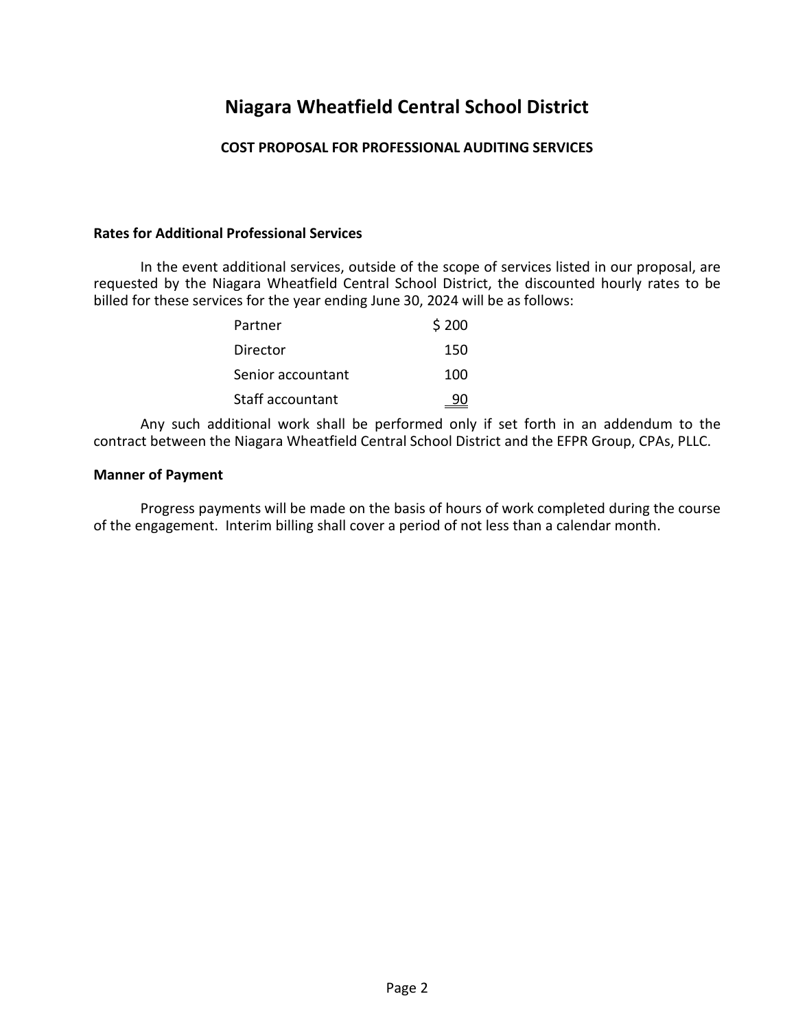# Niagara Wheatfield Central School District

## COST PROPOSAL FOR PROFESSIONAL AUDITING SERVICES

### Rates for Additional Professional Services

In the event additional services, outside of the scope of services listed in our proposal, are requested by the Niagara Wheatfield Central School District, the discounted hourly rates to be billed for these services for the year ending June 30, 2024 will be as follows:

| | |
|---|---|
| Partner | $ 200 |
| Director | 150 |
| Senior accountant | 100 |
| Staff accountant | 90 |

Any such additional work shall be performed only if set forth in an addendum to the contract between the Niagara Wheatfield Central School District and the EFPR Group, CPAs, PLLC.

### Manner of Payment

Progress payments will be made on the basis of hours of work completed during the course of the engagement. Interim billing shall cover a period of not less than a calendar month.